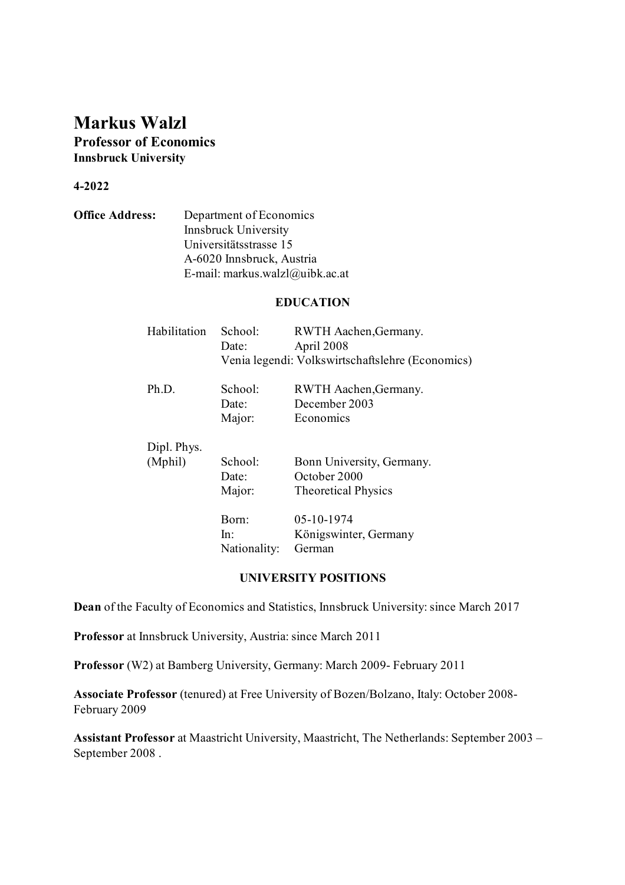# Markus Walzl

**Professor of Economics**
**Innsbruck University**

**4-2022**

**Office Address:** Department of Economics
Innsbruck University
Universitätsstrasse 15
A-6020 Innsbruck, Austria
E-mail: markus.walzl@uibk.ac.at

## EDUCATION

Habilitation
School: RWTH Aachen,Germany.
Date: April 2008
Venia legendi: Volkswirtschaftslehre (Economics)

Ph.D.
School: RWTH Aachen,Germany.
Date: December 2003
Major: Economics

Dipl. Phys. (Mphil)
School: Bonn University, Germany.
Date: October 2000
Major: Theoretical Physics

Born: 05-10-1974
In: Königswinter, Germany
Nationality: German

## UNIVERSITY POSITIONS

**Dean** of the Faculty of Economics and Statistics, Innsbruck University: since March 2017

**Professor** at Innsbruck University, Austria: since March 2011

**Professor** (W2) at Bamberg University, Germany: March 2009- February 2011

**Associate Professor** (tenured) at Free University of Bozen/Bolzano, Italy: October 2008- February 2009

**Assistant Professor** at Maastricht University, Maastricht, The Netherlands: September 2003 – September 2008 .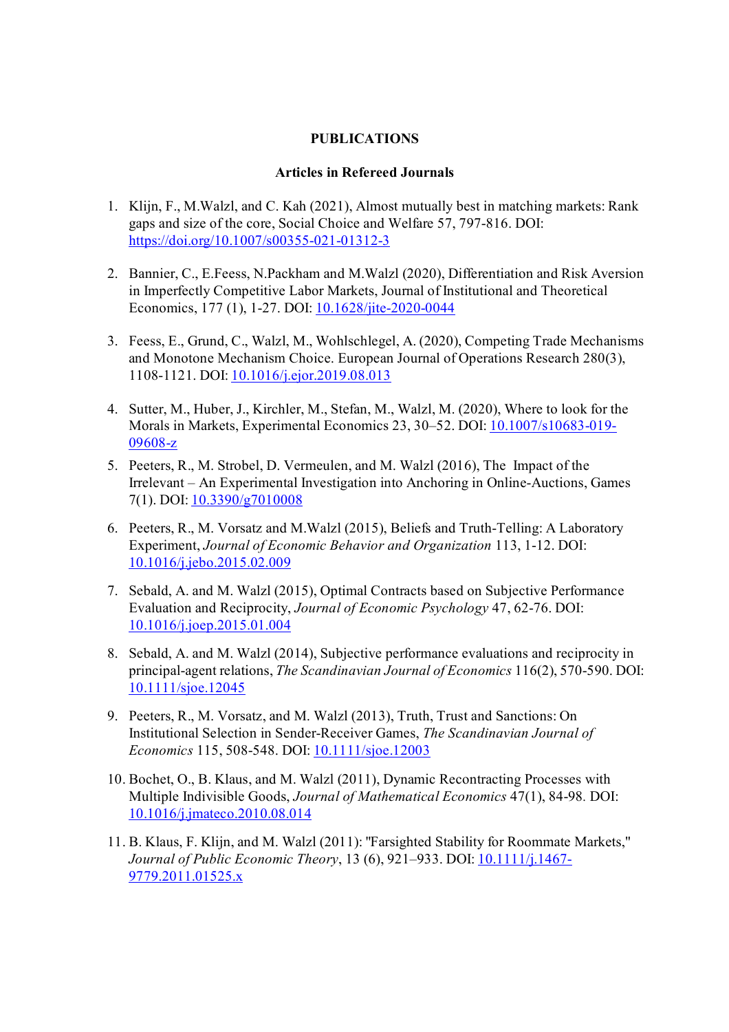**PUBLICATIONS**

**Articles in Refereed Journals**

1. Klijn, F., M.Walzl, and C. Kah (2021), Almost mutually best in matching markets: Rank gaps and size of the core, Social Choice and Welfare 57, 797-816. DOI: https://doi.org/10.1007/s00355-021-01312-3

2. Bannier, C., E.Feess, N.Packham and M.Walzl (2020), Differentiation and Risk Aversion in Imperfectly Competitive Labor Markets, Journal of Institutional and Theoretical Economics, 177 (1), 1-27. DOI: 10.1628/jite-2020-0044

3. Feess, E., Grund, C., Walzl, M., Wohlschlegel, A. (2020), Competing Trade Mechanisms and Monotone Mechanism Choice. European Journal of Operations Research 280(3), 1108-1121. DOI: 10.1016/j.ejor.2019.08.013

4. Sutter, M., Huber, J., Kirchler, M., Stefan, M., Walzl, M. (2020), Where to look for the Morals in Markets, Experimental Economics 23, 30–52. DOI: 10.1007/s10683-019-09608-z

5. Peeters, R., M. Strobel, D. Vermeulen, and M. Walzl (2016), The Impact of the Irrelevant – An Experimental Investigation into Anchoring in Online-Auctions, Games 7(1). DOI: 10.3390/g7010008

6. Peeters, R., M. Vorsatz and M.Walzl (2015), Beliefs and Truth-Telling: A Laboratory Experiment, *Journal of Economic Behavior and Organization* 113, 1-12. DOI: 10.1016/j.jebo.2015.02.009

7. Sebald, A. and M. Walzl (2015), Optimal Contracts based on Subjective Performance Evaluation and Reciprocity, *Journal of Economic Psychology* 47, 62-76. DOI: 10.1016/j.joep.2015.01.004

8. Sebald, A. and M. Walzl (2014), Subjective performance evaluations and reciprocity in principal-agent relations, *The Scandinavian Journal of Economics* 116(2), 570-590. DOI: 10.1111/sjoe.12045

9. Peeters, R., M. Vorsatz, and M. Walzl (2013), Truth, Trust and Sanctions: On Institutional Selection in Sender-Receiver Games, *The Scandinavian Journal of Economics* 115, 508-548. DOI: 10.1111/sjoe.12003

10. Bochet, O., B. Klaus, and M. Walzl (2011), Dynamic Recontracting Processes with Multiple Indivisible Goods, *Journal of Mathematical Economics* 47(1), 84-98. DOI: 10.1016/j.jmateco.2010.08.014

11. B. Klaus, F. Klijn, and M. Walzl (2011): "Farsighted Stability for Roommate Markets," *Journal of Public Economic Theory*, 13 (6), 921–933. DOI: 10.1111/j.1467-9779.2011.01525.x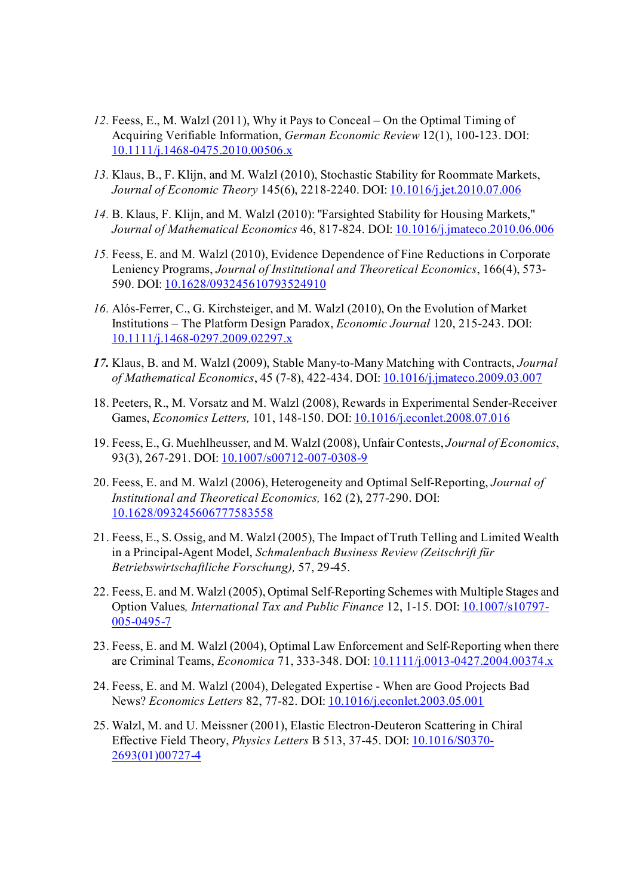*12.* Feess, E., M. Walzl (2011), Why it Pays to Conceal – On the Optimal Timing of Acquiring Verifiable Information, *German Economic Review* 12(1), 100-123. DOI: [10.1111/j.1468-0475.2010.00506.x](10.1111/j.1468-0475.2010.00506.x)

*13.* Klaus, B., F. Klijn, and M. Walzl (2010), Stochastic Stability for Roommate Markets, *Journal of Economic Theory* 145(6), 2218-2240. DOI: [10.1016/j.jet.2010.07.006](10.1016/j.jet.2010.07.006)

*14.* B. Klaus, F. Klijn, and M. Walzl (2010): "Farsighted Stability for Housing Markets," *Journal of Mathematical Economics* 46, 817-824. DOI: [10.1016/j.jmateco.2010.06.006](10.1016/j.jmateco.2010.06.006)

*15.* Feess, E. and M. Walzl (2010), Evidence Dependence of Fine Reductions in Corporate Leniency Programs, *Journal of Institutional and Theoretical Economics*, 166(4), 573-590. DOI: [10.1628/093245610793524910](10.1628/093245610793524910)

*16.* Alós-Ferrer, C., G. Kirchsteiger, and M. Walzl (2010), On the Evolution of Market Institutions – The Platform Design Paradox, *Economic Journal* 120, 215-243. DOI: [10.1111/j.1468-0297.2009.02297.x](10.1111/j.1468-0297.2009.02297.x)

***17.*** Klaus, B. and M. Walzl (2009), Stable Many-to-Many Matching with Contracts, *Journal of Mathematical Economics*, 45 (7-8), 422-434. DOI: [10.1016/j.jmateco.2009.03.007](10.1016/j.jmateco.2009.03.007)

18. Peeters, R., M. Vorsatz and M. Walzl (2008), Rewards in Experimental Sender-Receiver Games, *Economics Letters,* 101, 148-150. DOI: [10.1016/j.econlet.2008.07.016](10.1016/j.econlet.2008.07.016)

19. Feess, E., G. Muehlheusser, and M. Walzl (2008), Unfair Contests, *Journal of Economics*, 93(3), 267-291. DOI: [10.1007/s00712-007-0308-9](10.1007/s00712-007-0308-9)

20. Feess, E. and M. Walzl (2006), Heterogeneity and Optimal Self-Reporting, *Journal of Institutional and Theoretical Economics,* 162 (2), 277-290. DOI: [10.1628/093245606777583558](10.1628/093245606777583558)

21. Feess, E., S. Ossig, and M. Walzl (2005), The Impact of Truth Telling and Limited Wealth in a Principal-Agent Model, *Schmalenbach Business Review (Zeitschrift für Betriebswirtschaftliche Forschung),* 57, 29-45.

22. Feess, E. and M. Walzl (2005), Optimal Self-Reporting Schemes with Multiple Stages and Option Values*, International Tax and Public Finance* 12, 1-15. DOI: [10.1007/s10797-005-0495-7](10.1007/s10797-005-0495-7)

23. Feess, E. and M. Walzl (2004), Optimal Law Enforcement and Self-Reporting when there are Criminal Teams, *Economica* 71, 333-348. DOI: [10.1111/j.0013-0427.2004.00374.x](10.1111/j.0013-0427.2004.00374.x)

24. Feess, E. and M. Walzl (2004), Delegated Expertise - When are Good Projects Bad News? *Economics Letters* 82, 77-82. DOI: [10.1016/j.econlet.2003.05.001](10.1016/j.econlet.2003.05.001)

25. Walzl, M. and U. Meissner (2001), Elastic Electron-Deuteron Scattering in Chiral Effective Field Theory, *Physics Letters* B 513, 37-45. DOI: [10.1016/S0370-2693(01)00727-4](10.1016/S0370-2693(01)00727-4)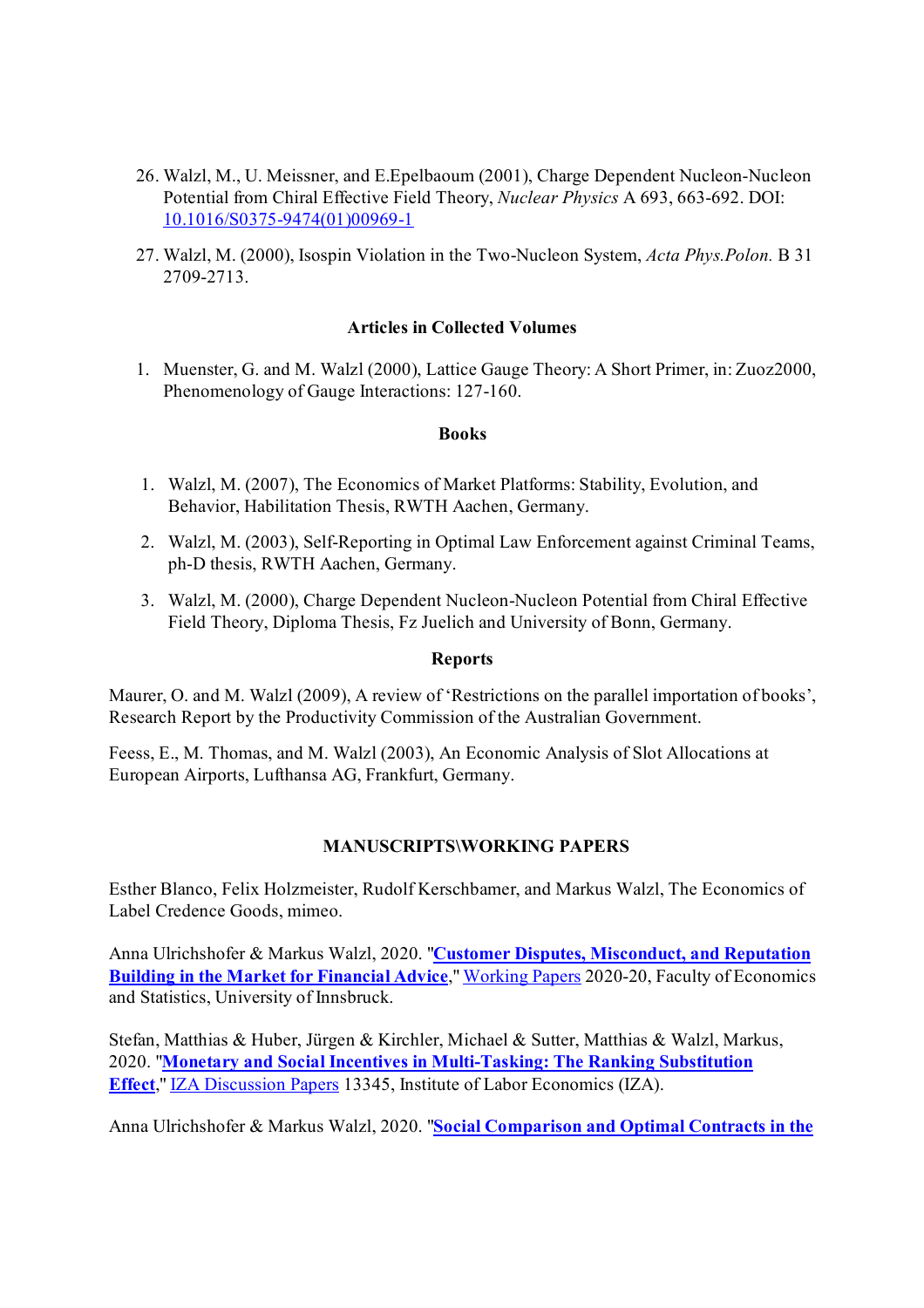26. Walzl, M., U. Meissner, and E.Epelbaoum (2001), Charge Dependent Nucleon-Nucleon Potential from Chiral Effective Field Theory, *Nuclear Physics* A 693, 663-692. DOI: [10.1016/S0375-9474(01)00969-1](10.1016/S0375-9474(01)00969-1)

27. Walzl, M. (2000), Isospin Violation in the Two-Nucleon System, *Acta Phys.Polon.* B 31 2709-2713.

### Articles in Collected Volumes

1. Muenster, G. and M. Walzl (2000), Lattice Gauge Theory: A Short Primer, in: Zuoz2000, Phenomenology of Gauge Interactions: 127-160.

### Books

1. Walzl, M. (2007), The Economics of Market Platforms: Stability, Evolution, and Behavior, Habilitation Thesis, RWTH Aachen, Germany.
2. Walzl, M. (2003), Self-Reporting in Optimal Law Enforcement against Criminal Teams, ph-D thesis, RWTH Aachen, Germany.
3. Walzl, M. (2000), Charge Dependent Nucleon-Nucleon Potential from Chiral Effective Field Theory, Diploma Thesis, Fz Juelich and University of Bonn, Germany.

### Reports

Maurer, O. and M. Walzl (2009), A review of 'Restrictions on the parallel importation of books', Research Report by the Productivity Commission of the Australian Government.

Feess, E., M. Thomas, and M. Walzl (2003), An Economic Analysis of Slot Allocations at European Airports, Lufthansa AG, Frankfurt, Germany.

## MANUSCRIPTS\WORKING PAPERS

Esther Blanco, Felix Holzmeister, Rudolf Kerschbamer, and Markus Walzl, The Economics of Label Credence Goods, mimeo.

Anna Ulrichshofer & Markus Walzl, 2020. "**Customer Disputes, Misconduct, and Reputation Building in the Market for Financial Advice**," Working Papers 2020-20, Faculty of Economics and Statistics, University of Innsbruck.

Stefan, Matthias & Huber, Jürgen & Kirchler, Michael & Sutter, Matthias & Walzl, Markus, 2020. "**Monetary and Social Incentives in Multi-Tasking: The Ranking Substitution Effect**," IZA Discussion Papers 13345, Institute of Labor Economics (IZA).

Anna Ulrichshofer & Markus Walzl, 2020. "**Social Comparison and Optimal Contracts in the**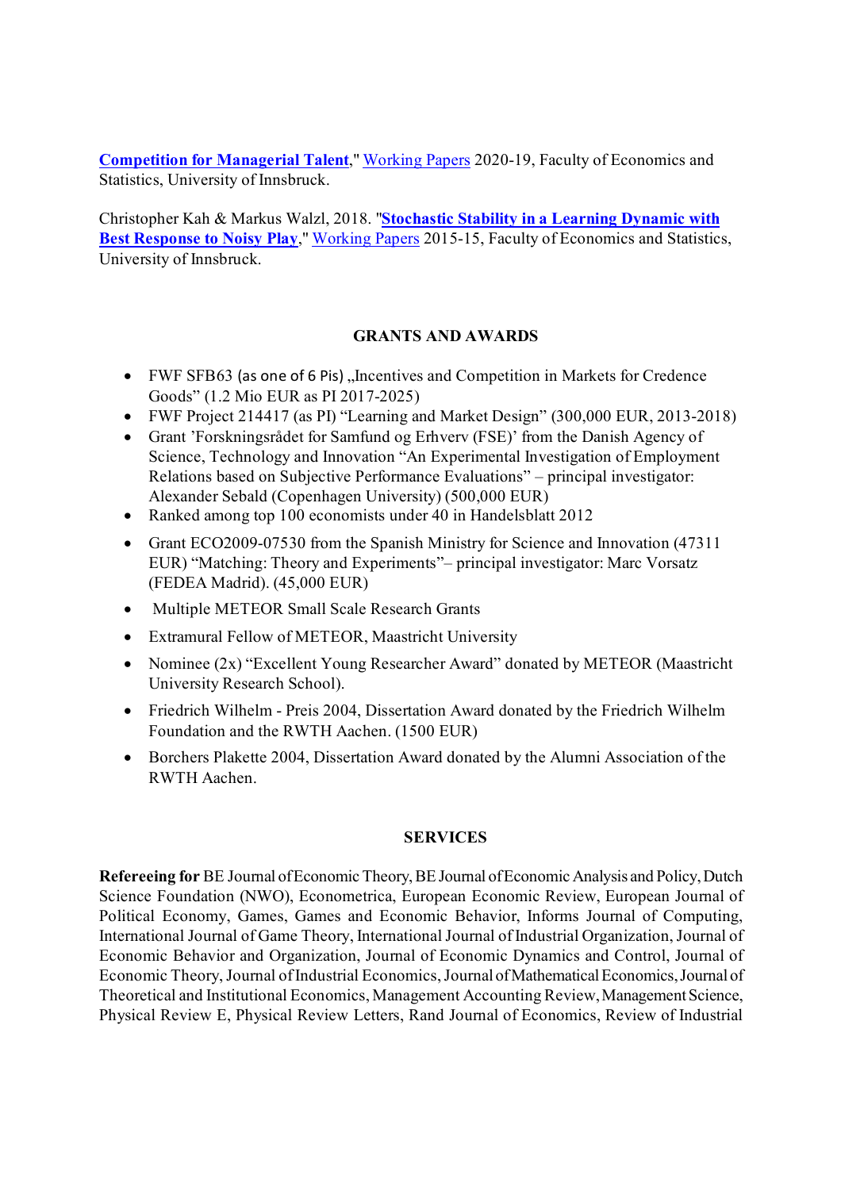**Competition for Managerial Talent**," Working Papers 2020-19, Faculty of Economics and Statistics, University of Innsbruck.

Christopher Kah & Markus Walzl, 2018. "**Stochastic Stability in a Learning Dynamic with Best Response to Noisy Play**," Working Papers 2015-15, Faculty of Economics and Statistics, University of Innsbruck.

## GRANTS AND AWARDS

- FWF SFB63 (as one of 6 Pis) „Incentives and Competition in Markets for Credence Goods" (1.2 Mio EUR as PI 2017-2025)
- FWF Project 214417 (as PI) "Learning and Market Design" (300,000 EUR, 2013-2018)
- Grant 'Forskningsrådet for Samfund og Erhverv (FSE)' from the Danish Agency of Science, Technology and Innovation "An Experimental Investigation of Employment Relations based on Subjective Performance Evaluations" – principal investigator: Alexander Sebald (Copenhagen University) (500,000 EUR)
- Ranked among top 100 economists under 40 in Handelsblatt 2012
- Grant ECO2009-07530 from the Spanish Ministry for Science and Innovation (47311 EUR) "Matching: Theory and Experiments"– principal investigator: Marc Vorsatz (FEDEA Madrid). (45,000 EUR)
- Multiple METEOR Small Scale Research Grants
- Extramural Fellow of METEOR, Maastricht University
- Nominee (2x) "Excellent Young Researcher Award" donated by METEOR (Maastricht University Research School).
- Friedrich Wilhelm - Preis 2004, Dissertation Award donated by the Friedrich Wilhelm Foundation and the RWTH Aachen. (1500 EUR)
- Borchers Plakette 2004, Dissertation Award donated by the Alumni Association of the RWTH Aachen.

## SERVICES

**Refereeing for** BE Journal of Economic Theory, BE Journal of Economic Analysis and Policy, Dutch Science Foundation (NWO), Econometrica, European Economic Review, European Journal of Political Economy, Games, Games and Economic Behavior, Informs Journal of Computing, International Journal of Game Theory, International Journal of Industrial Organization, Journal of Economic Behavior and Organization, Journal of Economic Dynamics and Control, Journal of Economic Theory, Journal of Industrial Economics, Journal of Mathematical Economics, Journal of Theoretical and Institutional Economics, Management Accounting Review, Management Science, Physical Review E, Physical Review Letters, Rand Journal of Economics, Review of Industrial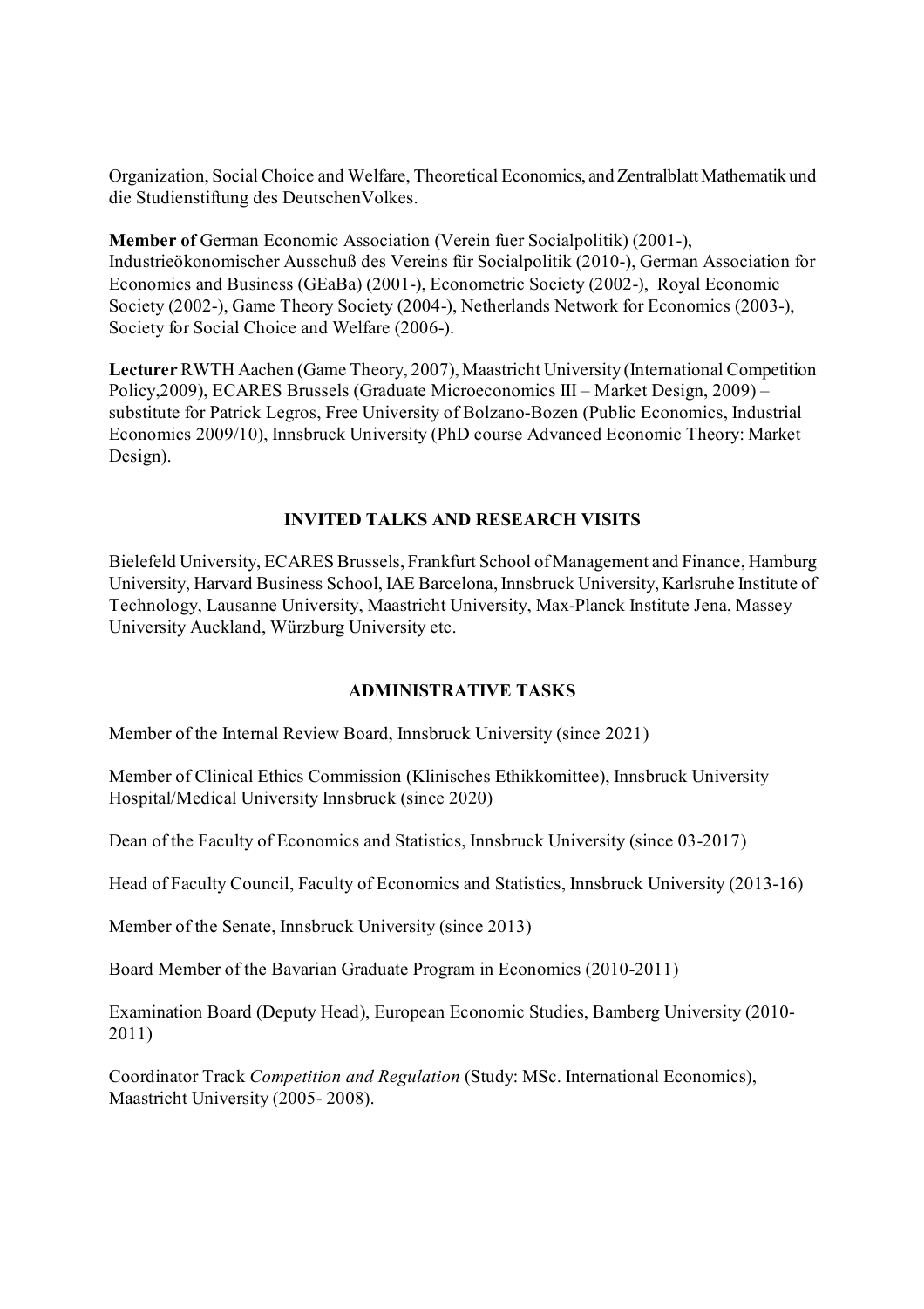Organization, Social Choice and Welfare, Theoretical Economics, and Zentralblatt Mathematik und die Studienstiftung des DeutschenVolkes.

**Member of** German Economic Association (Verein fuer Socialpolitik) (2001-), Industrieökonomischer Ausschuß des Vereins für Socialpolitik (2010-), German Association for Economics and Business (GEaBa) (2001-), Econometric Society (2002-), Royal Economic Society (2002-), Game Theory Society (2004-), Netherlands Network for Economics (2003-), Society for Social Choice and Welfare (2006-).

**Lecturer** RWTH Aachen (Game Theory, 2007), Maastricht University (International Competition Policy,2009), ECARES Brussels (Graduate Microeconomics III – Market Design, 2009) – substitute for Patrick Legros, Free University of Bolzano-Bozen (Public Economics, Industrial Economics 2009/10), Innsbruck University (PhD course Advanced Economic Theory: Market Design).

## INVITED TALKS AND RESEARCH VISITS

Bielefeld University, ECARES Brussels, Frankfurt School of Management and Finance, Hamburg University, Harvard Business School, IAE Barcelona, Innsbruck University, Karlsruhe Institute of Technology, Lausanne University, Maastricht University, Max-Planck Institute Jena, Massey University Auckland, Würzburg University etc.

## ADMINISTRATIVE TASKS

Member of the Internal Review Board, Innsbruck University (since 2021)

Member of Clinical Ethics Commission (Klinisches Ethikkomittee), Innsbruck University Hospital/Medical University Innsbruck (since 2020)

Dean of the Faculty of Economics and Statistics, Innsbruck University (since 03-2017)

Head of Faculty Council, Faculty of Economics and Statistics, Innsbruck University (2013-16)

Member of the Senate, Innsbruck University (since 2013)

Board Member of the Bavarian Graduate Program in Economics (2010-2011)

Examination Board (Deputy Head), European Economic Studies, Bamberg University (2010-2011)

Coordinator Track *Competition and Regulation* (Study: MSc. International Economics), Maastricht University (2005- 2008).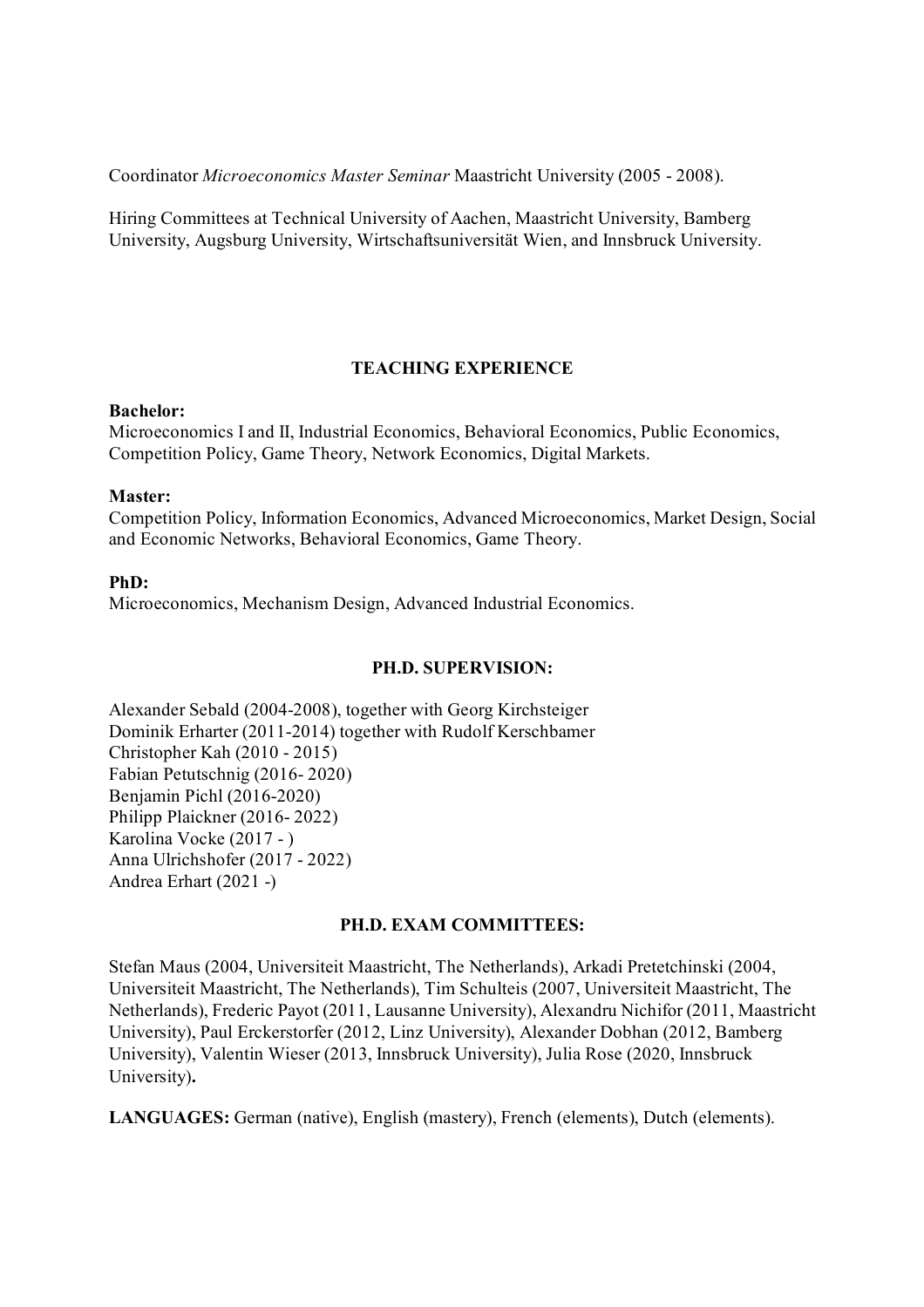Coordinator *Microeconomics Master Seminar* Maastricht University (2005 - 2008).

Hiring Committees at Technical University of Aachen, Maastricht University, Bamberg University, Augsburg University, Wirtschaftsuniversität Wien, and Innsbruck University.

## TEACHING EXPERIENCE

**Bachelor:**
Microeconomics I and II, Industrial Economics, Behavioral Economics, Public Economics, Competition Policy, Game Theory, Network Economics, Digital Markets.

**Master:**
Competition Policy, Information Economics, Advanced Microeconomics, Market Design, Social and Economic Networks, Behavioral Economics, Game Theory.

**PhD:**
Microeconomics, Mechanism Design, Advanced Industrial Economics.

## PH.D. SUPERVISION:

Alexander Sebald (2004-2008), together with Georg Kirchsteiger
Dominik Erharter (2011-2014) together with Rudolf Kerschbamer
Christopher Kah (2010 - 2015)
Fabian Petutschnig (2016- 2020)
Benjamin Pichl (2016-2020)
Philipp Plaickner (2016- 2022)
Karolina Vocke (2017 - )
Anna Ulrichshofer (2017 - 2022)
Andrea Erhart (2021 -)

## PH.D. EXAM COMMITTEES:

Stefan Maus (2004, Universiteit Maastricht, The Netherlands), Arkadi Pretetchinski (2004, Universiteit Maastricht, The Netherlands), Tim Schulteis (2007, Universiteit Maastricht, The Netherlands), Frederic Payot (2011, Lausanne University), Alexandru Nichifor (2011, Maastricht University), Paul Erckerstorfer (2012, Linz University), Alexander Dobhan (2012, Bamberg University), Valentin Wieser (2013, Innsbruck University), Julia Rose (2020, Innsbruck University)**.**

**LANGUAGES:** German (native), English (mastery), French (elements), Dutch (elements).